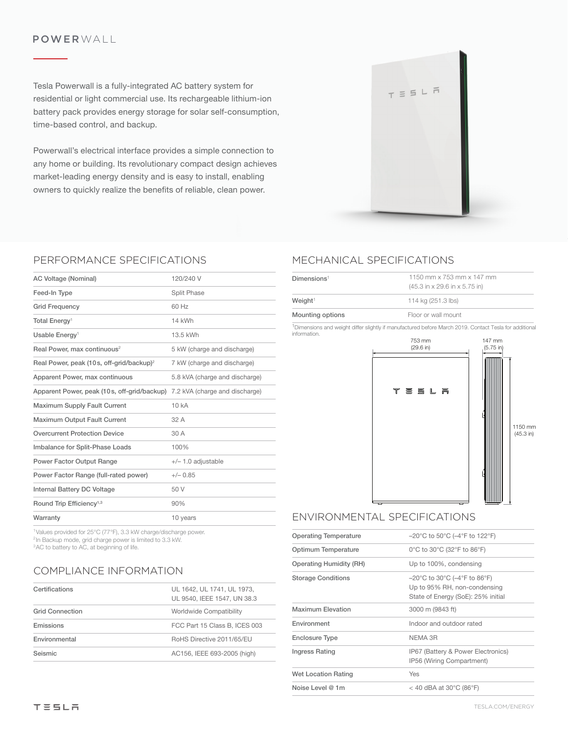# POWERWALL

Tesla Powerwall is a fully-integrated AC battery system for residential or light commercial use. Its rechargeable lithium-ion battery pack provides energy storage for solar self-consumption, time-based control, and backup.

Powerwall's electrical interface provides a simple connection to any home or building. Its revolutionary compact design achieves market-leading energy density and is easy to install, enabling owners to quickly realize the benefits of reliable, clean power.

## PERFORMANCE SPECIFICATIONS

| | |
|---|---|
| AC Voltage (Nominal) | 120/240 V |
| Feed-In Type | Split Phase |
| Grid Frequency | 60 Hz |
| Total Energy[1] | 14 kWh |
| Usable Energy[1] | 13.5 kWh |
| Real Power, max continuous[2] | 5 kW (charge and discharge) |
| Real Power, peak (10s, off-grid/backup)[2] | 7 kW (charge and discharge) |
| Apparent Power, max continuous | 5.8 kVA (charge and discharge) |
| Apparent Power, peak (10s, off-grid/backup) | 7.2 kVA (charge and discharge) |
| Maximum Supply Fault Current | 10 kA |
| Maximum Output Fault Current | 32 A |
| Overcurrent Protection Device | 30 A |
| Imbalance for Split-Phase Loads | 100% |
| Power Factor Output Range | +/– 1.0 adjustable |
| Power Factor Range (full-rated power) | +/– 0.85 |
| Internal Battery DC Voltage | 50 V |
| Round Trip Efficiency[1,3] | 90% |
| Warranty | 10 years |

[1]Values provided for 25°C (77°F), 3.3 kW charge/discharge power.
[2]In Backup mode, grid charge power is limited to 3.3 kW.
[3]AC to battery to AC, at beginning of life.

## COMPLIANCE INFORMATION

| | |
|---|---|
| Certifications | UL 1642, UL 1741, UL 1973, UL 9540, IEEE 1547, UN 38.3 |
| Grid Connection | Worldwide Compatibility |
| Emissions | FCC Part 15 Class B, ICES 003 |
| Environmental | RoHS Directive 2011/65/EU |
| Seismic | AC156, IEEE 693-2005 (high) |

## MECHANICAL SPECIFICATIONS

| | |
|---|---|
| Dimensions[1] | 1150 mm x 753 mm x 147 mm (45.3 in x 29.6 in x 5.75 in) |
| Weight[1] | 114 kg (251.3 lbs) |
| Mounting options | Floor or wall mount |

[1]Dimensions and weight differ slightly if manufactured before March 2019. Contact Tesla for additional information.

753 mm (29.6 in) | 147 mm (5.75 in) | 1150 mm (45.3 in)

## ENVIRONMENTAL SPECIFICATIONS

| | |
|---|---|
| Operating Temperature | –20°C to 50°C (–4°F to 122°F) |
| Optimum Temperature | 0°C to 30°C (32°F to 86°F) |
| Operating Humidity (RH) | Up to 100%, condensing |
| Storage Conditions | –20°C to 30°C (–4°F to 86°F) Up to 95% RH, non-condensing State of Energy (SoE): 25% initial |
| Maximum Elevation | 3000 m (9843 ft) |
| Environment | Indoor and outdoor rated |
| Enclosure Type | NEMA 3R |
| Ingress Rating | IP67 (Battery & Power Electronics) IP56 (Wiring Compartment) |
| Wet Location Rating | Yes |
| Noise Level @ 1m | < 40 dBA at 30°C (86°F) |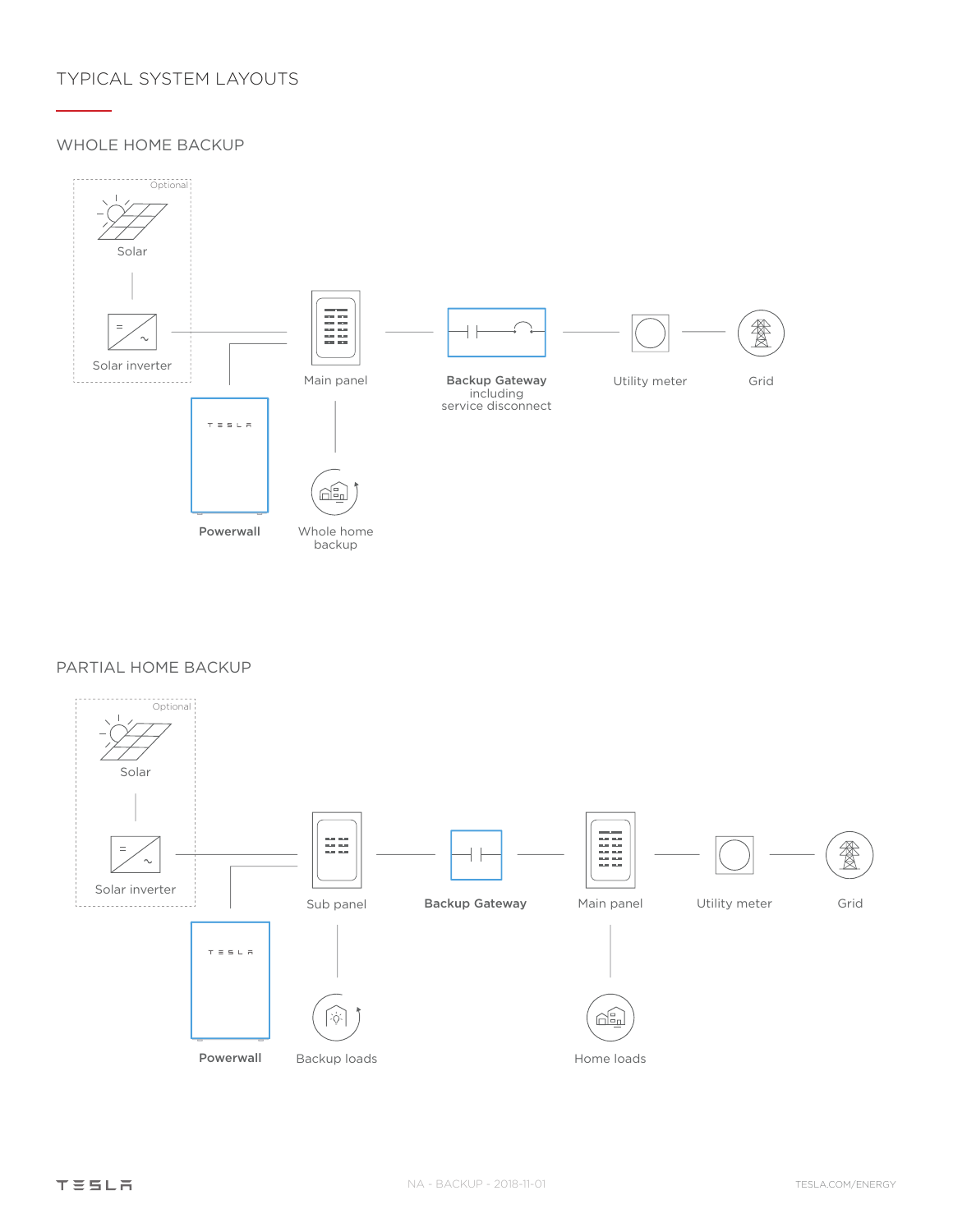# TYPICAL SYSTEM LAYOUTS

## WHOLE HOME BACKUP

Optional

Solar

Solar inverter

Powerwall

Main panel

Whole home backup

**Backup Gateway** including service disconnect

Utility meter

Grid

## PARTIAL HOME BACKUP

Optional

Solar

Solar inverter

Powerwall

Sub panel

Backup loads

**Backup Gateway**

Main panel

Home loads

Utility meter

Grid

NA - BACKUP - 2018-11-01

TESLA.COM/ENERGY